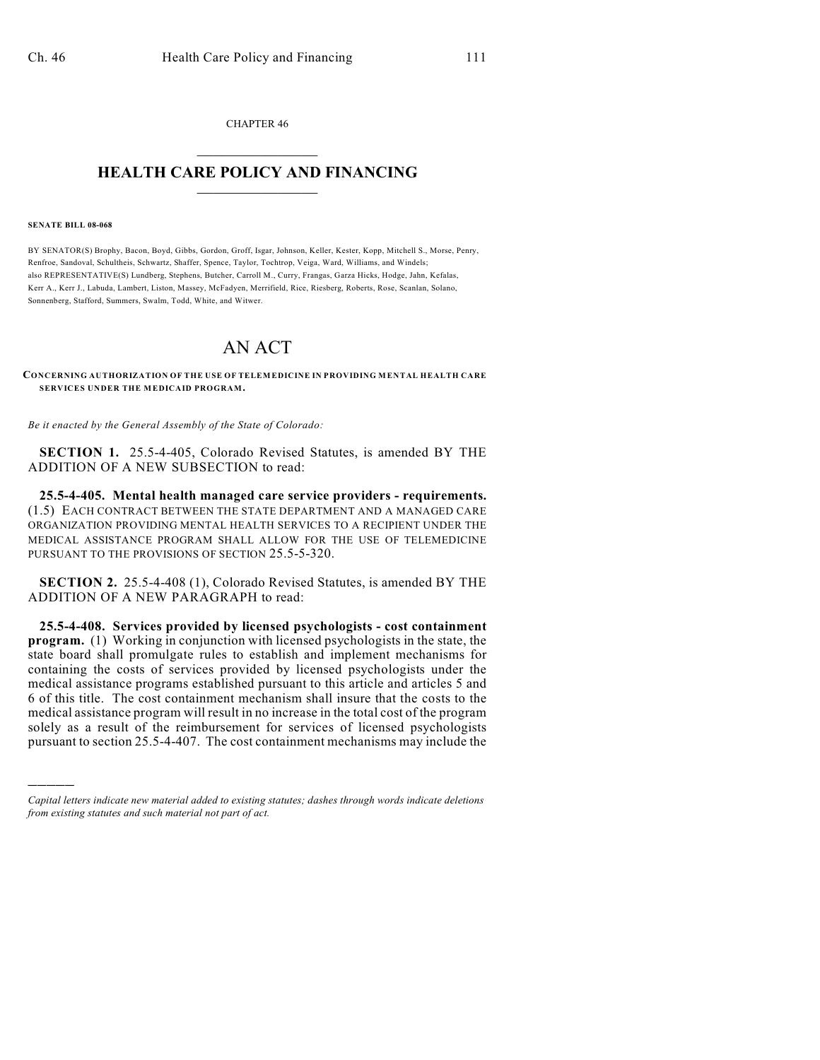CHAPTER 46

# HEALTH CARE POLICY AND FINANCING

**SENATE BILL 08-068**

BY SENATOR(S) Brophy, Bacon, Boyd, Gibbs, Gordon, Groff, Isgar, Johnson, Keller, Kester, Kopp, Mitchell S., Morse, Penry, Renfroe, Sandoval, Schultheis, Schwartz, Shaffer, Spence, Taylor, Tochtrop, Veiga, Ward, Williams, and Windels;
also REPRESENTATIVE(S) Lundberg, Stephens, Butcher, Carroll M., Curry, Frangas, Garza Hicks, Hodge, Jahn, Kefalas, Kerr A., Kerr J., Labuda, Lambert, Liston, Massey, McFadyen, Merrifield, Rice, Riesberg, Roberts, Rose, Scanlan, Solano, Sonnenberg, Stafford, Summers, Swalm, Todd, White, and Witwer.

# AN ACT

**CONCERNING AUTHORIZATION OF THE USE OF TELEMEDICINE IN PROVIDING MENTAL HEALTH CARE SERVICES UNDER THE MEDICAID PROGRAM.**

*Be it enacted by the General Assembly of the State of Colorado:*

**SECTION 1.** 25.5-4-405, Colorado Revised Statutes, is amended BY THE ADDITION OF A NEW SUBSECTION to read:

**25.5-4-405. Mental health managed care service providers - requirements.** (1.5) EACH CONTRACT BETWEEN THE STATE DEPARTMENT AND A MANAGED CARE ORGANIZATION PROVIDING MENTAL HEALTH SERVICES TO A RECIPIENT UNDER THE MEDICAL ASSISTANCE PROGRAM SHALL ALLOW FOR THE USE OF TELEMEDICINE PURSUANT TO THE PROVISIONS OF SECTION 25.5-5-320.

**SECTION 2.** 25.5-4-408 (1), Colorado Revised Statutes, is amended BY THE ADDITION OF A NEW PARAGRAPH to read:

**25.5-4-408. Services provided by licensed psychologists - cost containment program.** (1) Working in conjunction with licensed psychologists in the state, the state board shall promulgate rules to establish and implement mechanisms for containing the costs of services provided by licensed psychologists under the medical assistance programs established pursuant to this article and articles 5 and 6 of this title. The cost containment mechanism shall insure that the costs to the medical assistance program will result in no increase in the total cost of the program solely as a result of the reimbursement for services of licensed psychologists pursuant to section 25.5-4-407. The cost containment mechanisms may include the

---

*Capital letters indicate new material added to existing statutes; dashes through words indicate deletions from existing statutes and such material not part of act.*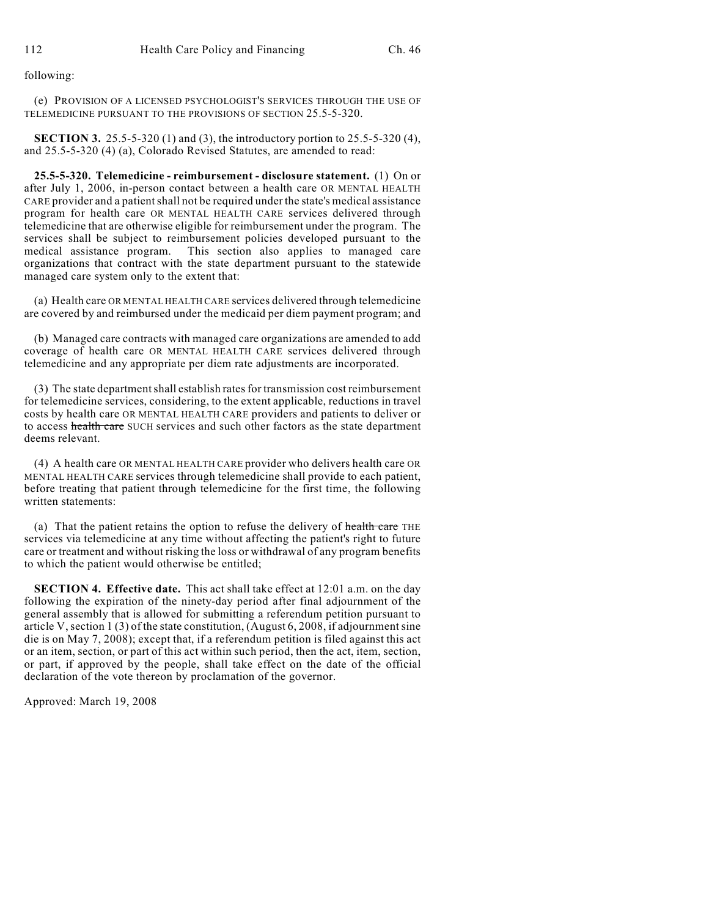following:

(e) PROVISION OF A LICENSED PSYCHOLOGIST'S SERVICES THROUGH THE USE OF TELEMEDICINE PURSUANT TO THE PROVISIONS OF SECTION 25.5-5-320.

**SECTION 3.** 25.5-5-320 (1) and (3), the introductory portion to 25.5-5-320 (4), and 25.5-5-320 (4) (a), Colorado Revised Statutes, are amended to read:

**25.5-5-320. Telemedicine - reimbursement - disclosure statement.** (1) On or after July 1, 2006, in-person contact between a health care OR MENTAL HEALTH CARE provider and a patient shall not be required under the state's medical assistance program for health care OR MENTAL HEALTH CARE services delivered through telemedicine that are otherwise eligible for reimbursement under the program. The services shall be subject to reimbursement policies developed pursuant to the medical assistance program. This section also applies to managed care organizations that contract with the state department pursuant to the statewide managed care system only to the extent that:

(a) Health care OR MENTAL HEALTH CARE services delivered through telemedicine are covered by and reimbursed under the medicaid per diem payment program; and

(b) Managed care contracts with managed care organizations are amended to add coverage of health care OR MENTAL HEALTH CARE services delivered through telemedicine and any appropriate per diem rate adjustments are incorporated.

(3) The state department shall establish rates for transmission cost reimbursement for telemedicine services, considering, to the extent applicable, reductions in travel costs by health care OR MENTAL HEALTH CARE providers and patients to deliver or to access ~~health care~~ SUCH services and such other factors as the state department deems relevant.

(4) A health care OR MENTAL HEALTH CARE provider who delivers health care OR MENTAL HEALTH CARE services through telemedicine shall provide to each patient, before treating that patient through telemedicine for the first time, the following written statements:

(a) That the patient retains the option to refuse the delivery of ~~health care~~ THE services via telemedicine at any time without affecting the patient's right to future care or treatment and without risking the loss or withdrawal of any program benefits to which the patient would otherwise be entitled;

**SECTION 4. Effective date.** This act shall take effect at 12:01 a.m. on the day following the expiration of the ninety-day period after final adjournment of the general assembly that is allowed for submitting a referendum petition pursuant to article V, section 1 (3) of the state constitution, (August 6, 2008, if adjournment sine die is on May 7, 2008); except that, if a referendum petition is filed against this act or an item, section, or part of this act within such period, then the act, item, section, or part, if approved by the people, shall take effect on the date of the official declaration of the vote thereon by proclamation of the governor.

Approved: March 19, 2008